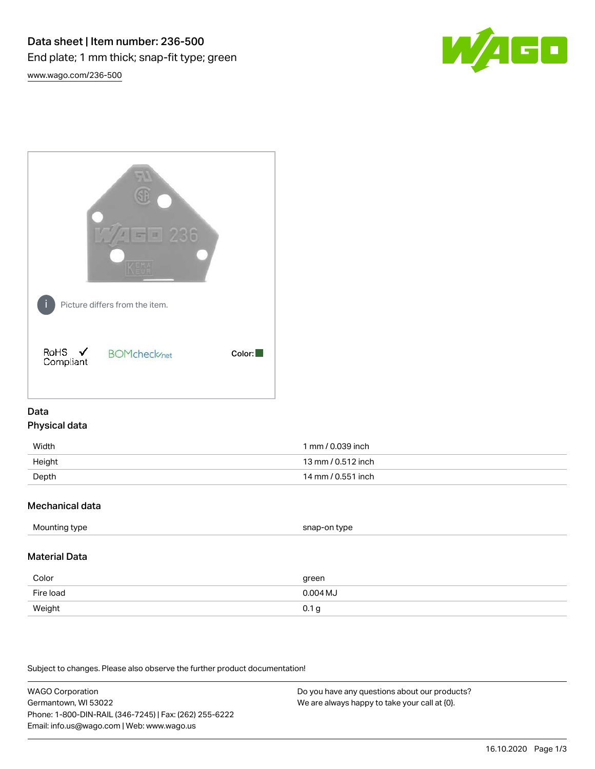# Data sheet | Item number: 236-500

End plate; 1 mm thick; snap-fit type; green

www.wago.com/236-500

Picture differs from the item.

RoHS ✓ Compliant

BOMcheck.net

Color:

## Data

### Physical data

| | |
|---|---|
| Width | 1 mm / 0.039 inch |
| Height | 13 mm / 0.512 inch |
| Depth | 14 mm / 0.551 inch |

### Mechanical data

| | |
|---|---|
| Mounting type | snap-on type |

### Material Data

| | |
|---|---|
| Color | green |
| Fire load | 0.004 MJ |
| Weight | 0.1 g |

Subject to changes. Please also observe the further product documentation!

WAGO Corporation
Germantown, WI 53022
Phone: 1-800-DIN-RAIL (346-7245) | Fax: (262) 255-6222
Email: info.us@wago.com | Web: www.wago.us

Do you have any questions about our products?
We are always happy to take your call at {0}.

16.10.2020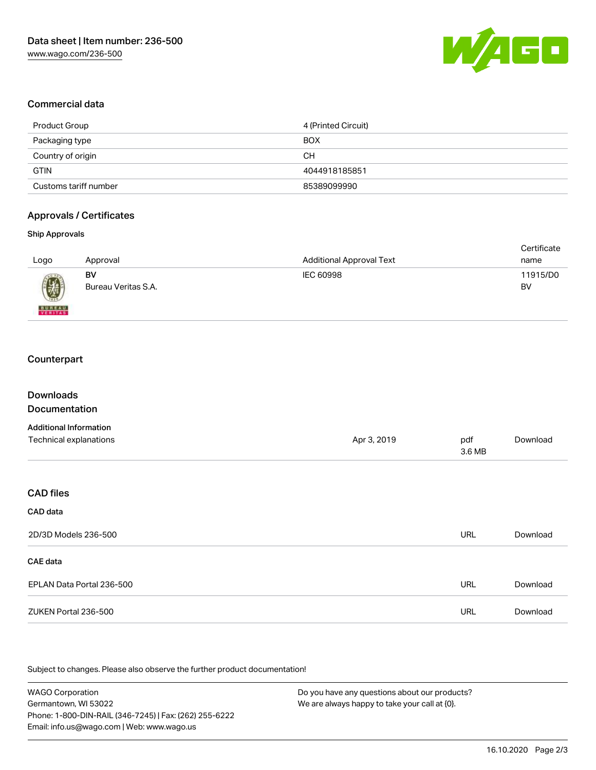## Commercial data

| Product Group | 4 (Printed Circuit) |
| --- | --- |
| Packaging type | BOX |
| Country of origin | CH |
| GTIN | 4044918185851 |
| Customs tariff number | 85389099990 |

## Approvals / Certificates

### Ship Approvals

| Logo | Approval | Additional Approval Text | Certificate name |
| --- | --- | --- | --- |
| | **BV** Bureau Veritas S.A. | IEC 60998 | 11915/D0 BV |

## Counterpart

## Downloads

## Documentation

### Additional Information

| Technical explanations | Apr 3, 2019 | pdf 3.6 MB | Download |
| --- | --- | --- | --- |

## CAD files

### CAD data

| 2D/3D Models 236-500 | URL | Download |
| --- | --- | --- |

### CAE data

| EPLAN Data Portal 236-500 | URL | Download |
| --- | --- | --- |
| ZUKEN Portal 236-500 | URL | Download |

Subject to changes. Please also observe the further product documentation!

WAGO Corporation
Germantown, WI 53022
Phone: 1-800-DIN-RAIL (346-7245) | Fax: (262) 255-6222
Email: info.us@wago.com | Web: www.wago.us

Do you have any questions about our products?
We are always happy to take your call at {0}.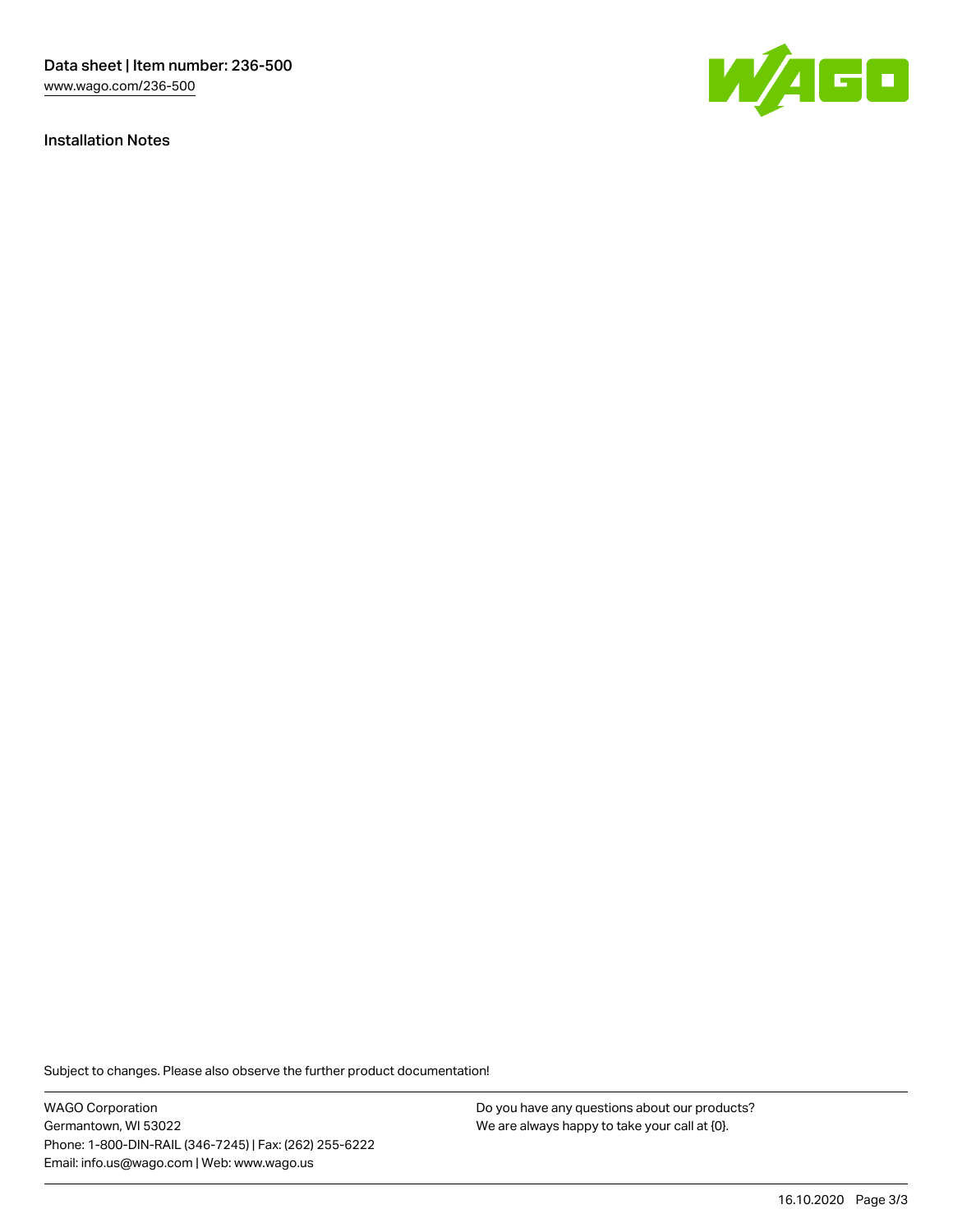## Installation Notes

Subject to changes. Please also observe the further product documentation!

WAGO Corporation
Germantown, WI 53022
Phone: 1-800-DIN-RAIL (346-7245) | Fax: (262) 255-6222
Email: info.us@wago.com | Web: www.wago.us

Do you have any questions about our products?
We are always happy to take your call at {0}.